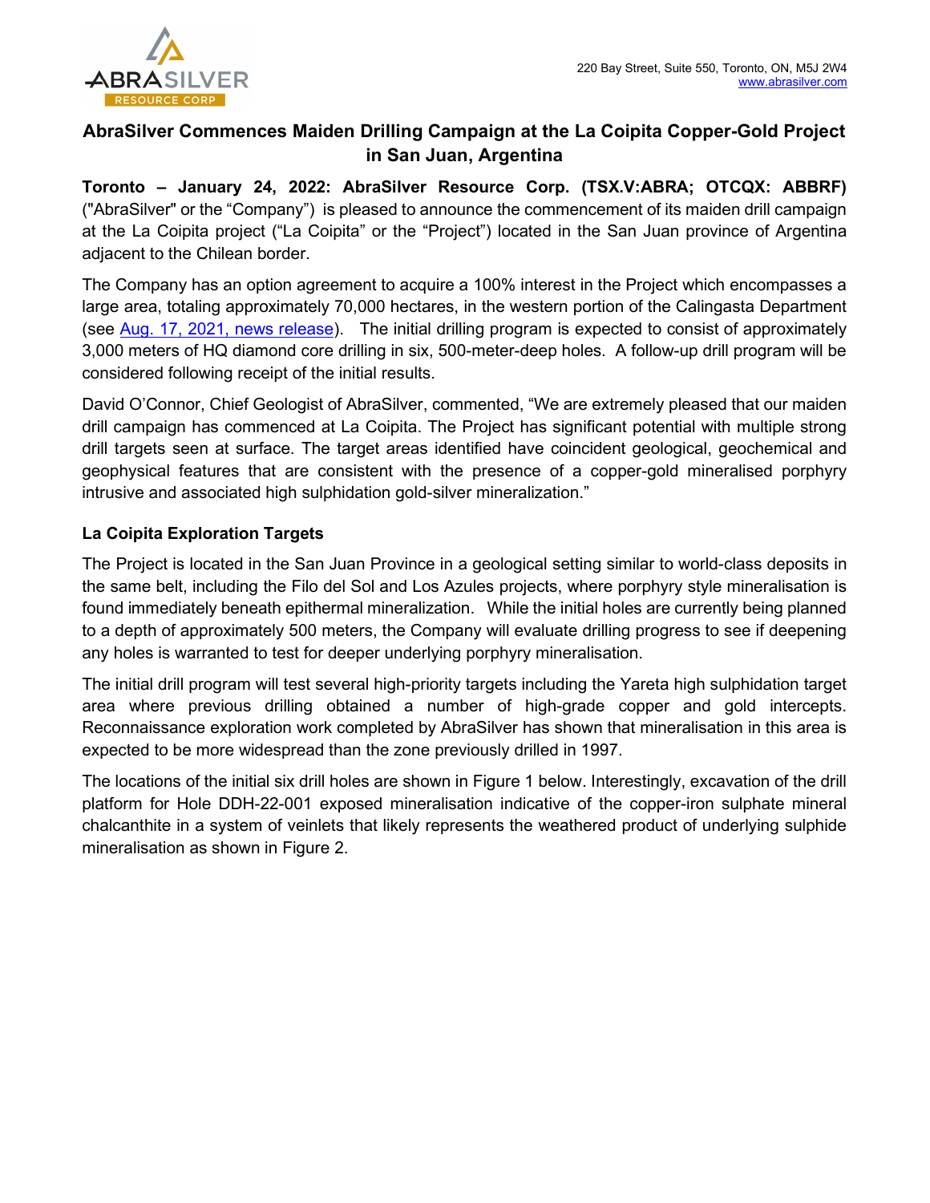220 Bay Street, Suite 550, Toronto, ON, M5J 2W4
www.abrasilver.com

# AbraSilver Commences Maiden Drilling Campaign at the La Coipita Copper-Gold Project in San Juan, Argentina

**Toronto – January 24, 2022: AbraSilver Resource Corp. (TSX.V:ABRA; OTCQX: ABBRF)** ("AbraSilver" or the "Company") is pleased to announce the commencement of its maiden drill campaign at the La Coipita project ("La Coipita" or the "Project") located in the San Juan province of Argentina adjacent to the Chilean border.

The Company has an option agreement to acquire a 100% interest in the Project which encompasses a large area, totaling approximately 70,000 hectares, in the western portion of the Calingasta Department (see [Aug. 17, 2021, news release](#)). The initial drilling program is expected to consist of approximately 3,000 meters of HQ diamond core drilling in six, 500-meter-deep holes. A follow-up drill program will be considered following receipt of the initial results.

David O'Connor, Chief Geologist of AbraSilver, commented, "We are extremely pleased that our maiden drill campaign has commenced at La Coipita. The Project has significant potential with multiple strong drill targets seen at surface. The target areas identified have coincident geological, geochemical and geophysical features that are consistent with the presence of a copper-gold mineralised porphyry intrusive and associated high sulphidation gold-silver mineralization."

## La Coipita Exploration Targets

The Project is located in the San Juan Province in a geological setting similar to world-class deposits in the same belt, including the Filo del Sol and Los Azules projects, where porphyry style mineralisation is found immediately beneath epithermal mineralization. While the initial holes are currently being planned to a depth of approximately 500 meters, the Company will evaluate drilling progress to see if deepening any holes is warranted to test for deeper underlying porphyry mineralisation.

The initial drill program will test several high-priority targets including the Yareta high sulphidation target area where previous drilling obtained a number of high-grade copper and gold intercepts. Reconnaissance exploration work completed by AbraSilver has shown that mineralisation in this area is expected to be more widespread than the zone previously drilled in 1997.

The locations of the initial six drill holes are shown in Figure 1 below. Interestingly, excavation of the drill platform for Hole DDH-22-001 exposed mineralisation indicative of the copper-iron sulphate mineral chalcanthite in a system of veinlets that likely represents the weathered product of underlying sulphide mineralisation as shown in Figure 2.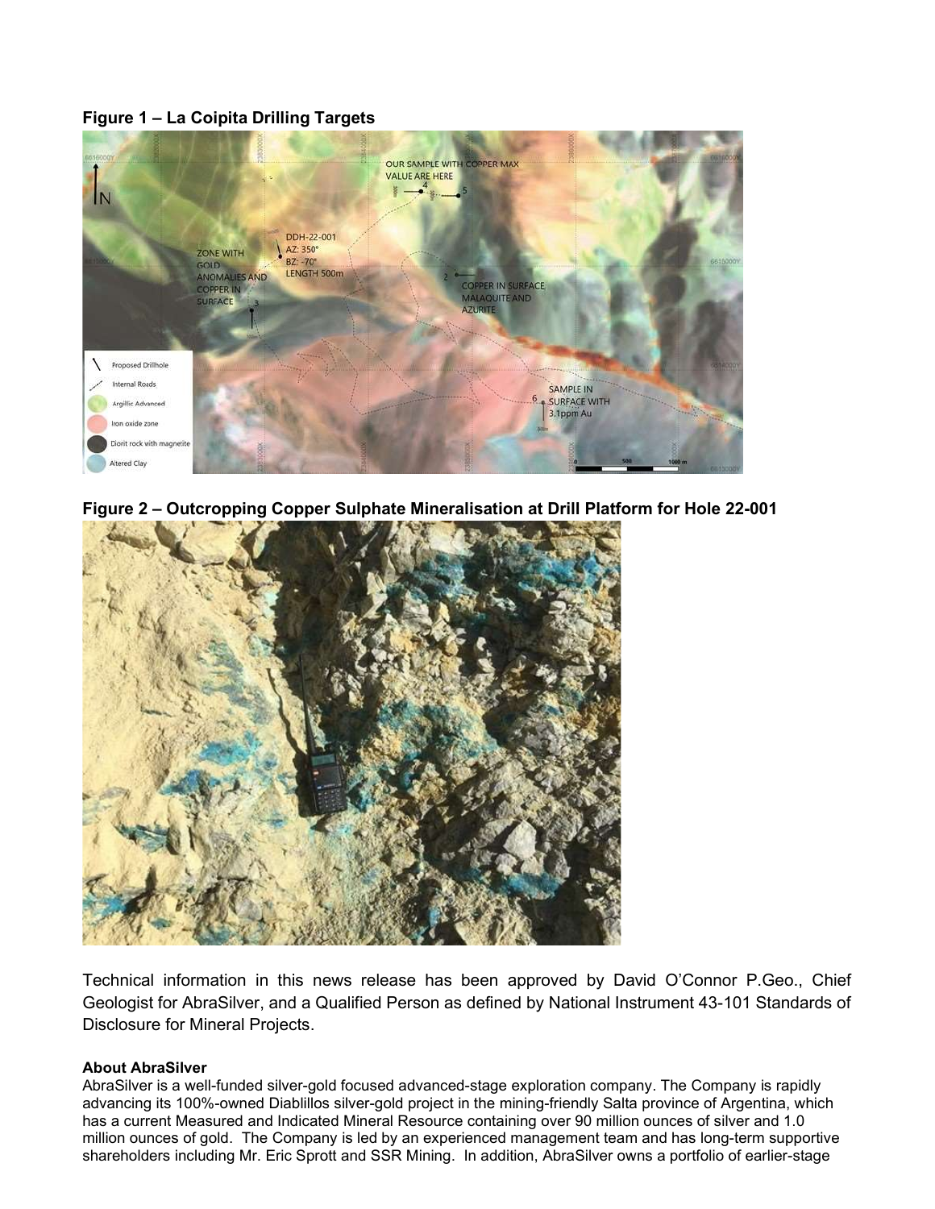**Figure 1 – La Coipita Drilling Targets**

**Figure 2 – Outcropping Copper Sulphate Mineralisation at Drill Platform for Hole 22-001**

Technical information in this news release has been approved by David O'Connor P.Geo., Chief Geologist for AbraSilver, and a Qualified Person as defined by National Instrument 43-101 Standards of Disclosure for Mineral Projects.

**About AbraSilver**

AbraSilver is a well-funded silver-gold focused advanced-stage exploration company. The Company is rapidly advancing its 100%-owned Diablillos silver-gold project in the mining-friendly Salta province of Argentina, which has a current Measured and Indicated Mineral Resource containing over 90 million ounces of silver and 1.0 million ounces of gold. The Company is led by an experienced management team and has long-term supportive shareholders including Mr. Eric Sprott and SSR Mining. In addition, AbraSilver owns a portfolio of earlier-stage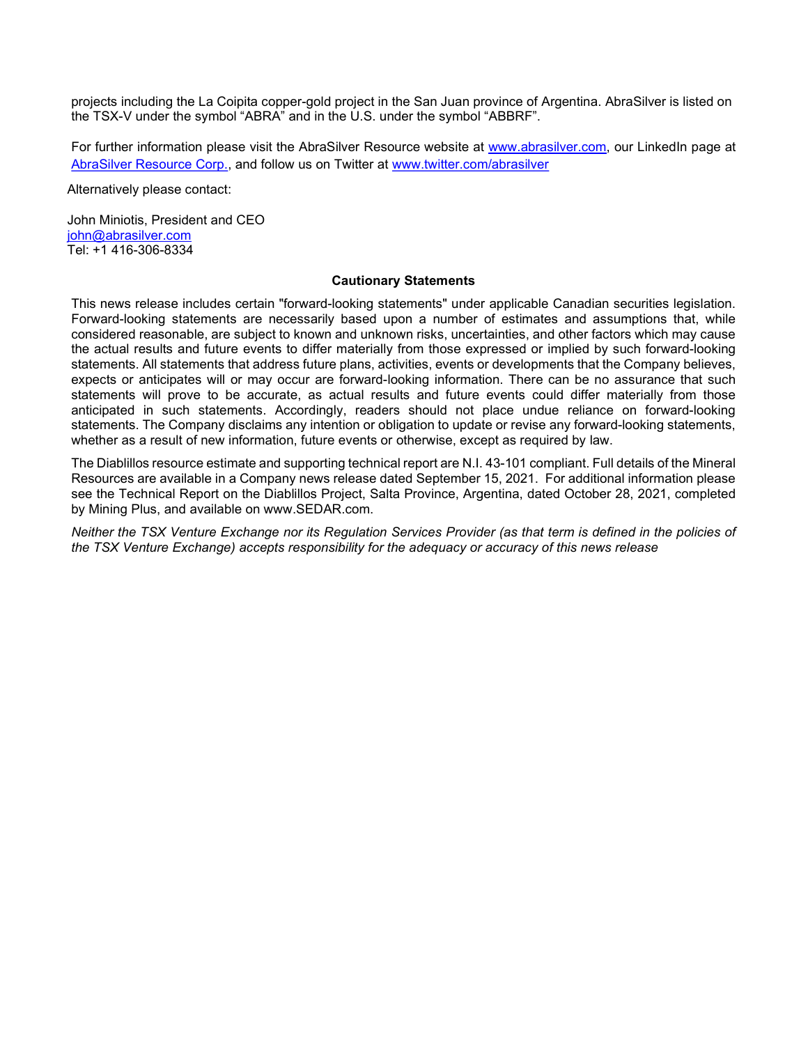projects including the La Coipita copper-gold project in the San Juan province of Argentina. AbraSilver is listed on the TSX-V under the symbol "ABRA" and in the U.S. under the symbol "ABBRF".

For further information please visit the AbraSilver Resource website at www.abrasilver.com, our LinkedIn page at AbraSilver Resource Corp., and follow us on Twitter at www.twitter.com/abrasilver

Alternatively please contact:

John Miniotis, President and CEO
john@abrasilver.com
Tel: +1 416-306-8334

**Cautionary Statements**

This news release includes certain "forward-looking statements" under applicable Canadian securities legislation. Forward-looking statements are necessarily based upon a number of estimates and assumptions that, while considered reasonable, are subject to known and unknown risks, uncertainties, and other factors which may cause the actual results and future events to differ materially from those expressed or implied by such forward-looking statements. All statements that address future plans, activities, events or developments that the Company believes, expects or anticipates will or may occur are forward-looking information. There can be no assurance that such statements will prove to be accurate, as actual results and future events could differ materially from those anticipated in such statements. Accordingly, readers should not place undue reliance on forward-looking statements. The Company disclaims any intention or obligation to update or revise any forward-looking statements, whether as a result of new information, future events or otherwise, except as required by law.

The Diablillos resource estimate and supporting technical report are N.I. 43-101 compliant. Full details of the Mineral Resources are available in a Company news release dated September 15, 2021. For additional information please see the Technical Report on the Diablillos Project, Salta Province, Argentina, dated October 28, 2021, completed by Mining Plus, and available on www.SEDAR.com.

*Neither the TSX Venture Exchange nor its Regulation Services Provider (as that term is defined in the policies of the TSX Venture Exchange) accepts responsibility for the adequacy or accuracy of this news release*